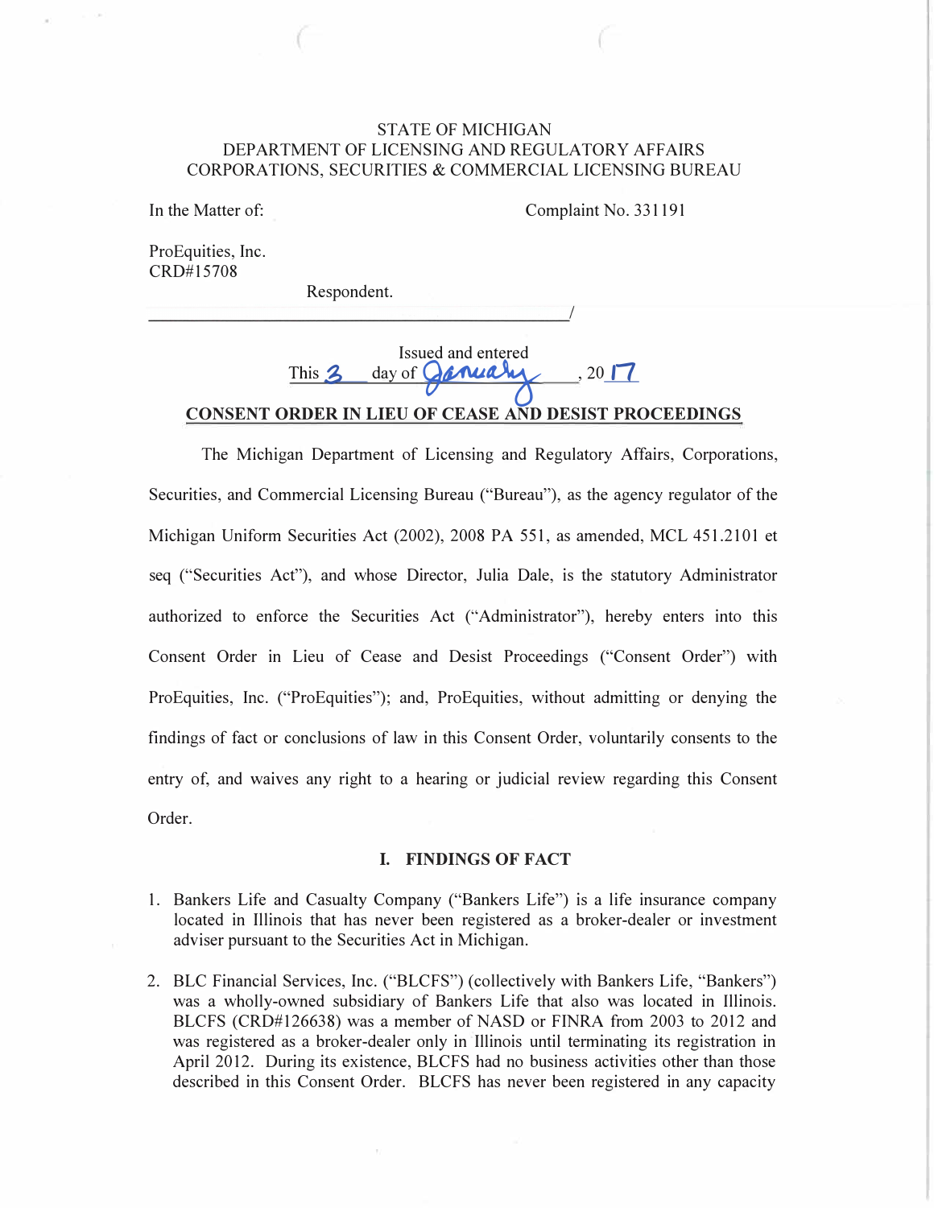STATE OF MICHIGAN
DEPARTMENT OF LICENSING AND REGULATORY AFFAIRS
CORPORATIONS, SECURITIES & COMMERCIAL LICENSING BUREAU

In the Matter of: Complaint No. 331191

ProEquities, Inc.
CRD#15708

Respondent.
_______________________________________________/

Issued and entered
This 3 day of January, 2017

**CONSENT ORDER IN LIEU OF CEASE AND DESIST PROCEEDINGS**

The Michigan Department of Licensing and Regulatory Affairs, Corporations, Securities, and Commercial Licensing Bureau ("Bureau"), as the agency regulator of the Michigan Uniform Securities Act (2002), 2008 PA 551, as amended, MCL 451.2101 et seq ("Securities Act"), and whose Director, Julia Dale, is the statutory Administrator authorized to enforce the Securities Act ("Administrator"), hereby enters into this Consent Order in Lieu of Cease and Desist Proceedings ("Consent Order") with ProEquities, Inc. ("ProEquities"); and, ProEquities, without admitting or denying the findings of fact or conclusions of law in this Consent Order, voluntarily consents to the entry of, and waives any right to a hearing or judicial review regarding this Consent Order.

## I. FINDINGS OF FACT

1. Bankers Life and Casualty Company ("Bankers Life") is a life insurance company located in Illinois that has never been registered as a broker-dealer or investment adviser pursuant to the Securities Act in Michigan.

2. BLC Financial Services, Inc. ("BLCFS") (collectively with Bankers Life, "Bankers") was a wholly-owned subsidiary of Bankers Life that also was located in Illinois. BLCFS (CRD#126638) was a member of NASD or FINRA from 2003 to 2012 and was registered as a broker-dealer only in Illinois until terminating its registration in April 2012. During its existence, BLCFS had no business activities other than those described in this Consent Order. BLCFS has never been registered in any capacity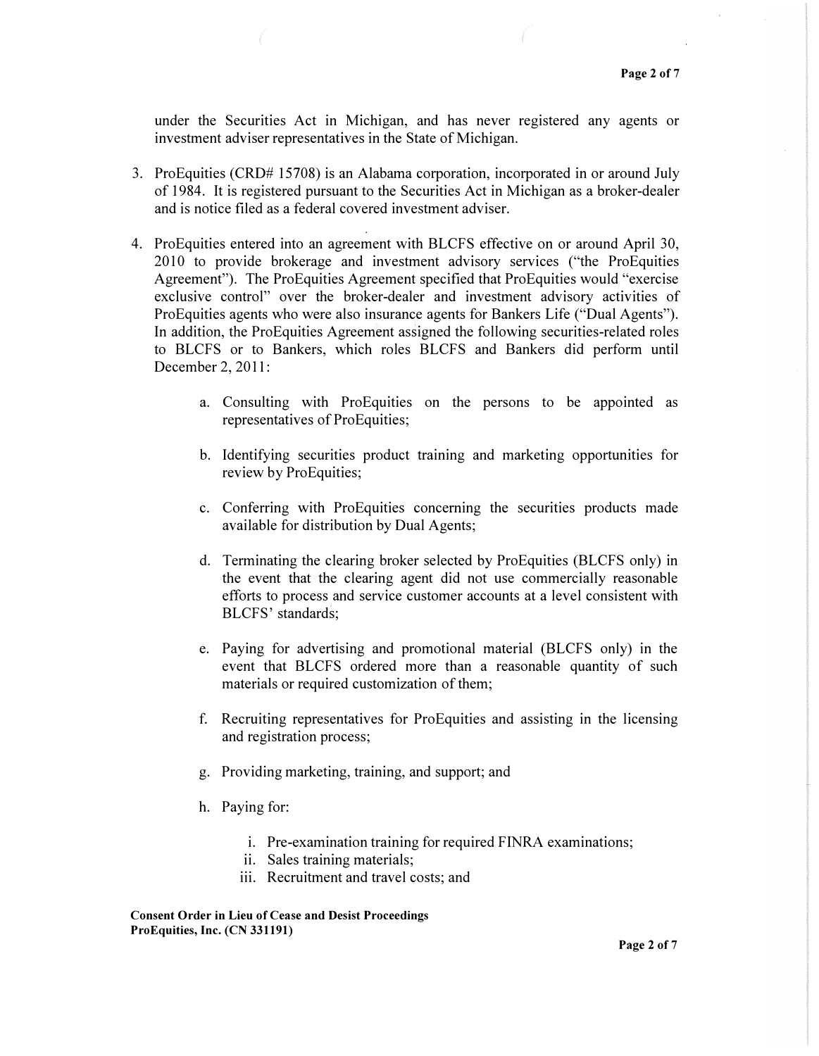under the Securities Act in Michigan, and has never registered any agents or investment adviser representatives in the State of Michigan.

3. ProEquities (CRD# 15708) is an Alabama corporation, incorporated in or around July of 1984. It is registered pursuant to the Securities Act in Michigan as a broker-dealer and is notice filed as a federal covered investment adviser.

4. ProEquities entered into an agreement with BLCFS effective on or around April 30, 2010 to provide brokerage and investment advisory services ("the ProEquities Agreement"). The ProEquities Agreement specified that ProEquities would "exercise exclusive control" over the broker-dealer and investment advisory activities of ProEquities agents who were also insurance agents for Bankers Life ("Dual Agents"). In addition, the ProEquities Agreement assigned the following securities-related roles to BLCFS or to Bankers, which roles BLCFS and Bankers did perform until December 2, 2011:

    a. Consulting with ProEquities on the persons to be appointed as representatives of ProEquities;

    b. Identifying securities product training and marketing opportunities for review by ProEquities;

    c. Conferring with ProEquities concerning the securities products made available for distribution by Dual Agents;

    d. Terminating the clearing broker selected by ProEquities (BLCFS only) in the event that the clearing agent did not use commercially reasonable efforts to process and service customer accounts at a level consistent with BLCFS' standards;

    e. Paying for advertising and promotional material (BLCFS only) in the event that BLCFS ordered more than a reasonable quantity of such materials or required customization of them;

    f. Recruiting representatives for ProEquities and assisting in the licensing and registration process;

    g. Providing marketing, training, and support; and

    h. Paying for:

        i. Pre-examination training for required FINRA examinations;
        ii. Sales training materials;
        iii. Recruitment and travel costs; and

**Consent Order in Lieu of Cease and Desist Proceedings**
**ProEquities, Inc. (CN 331191)**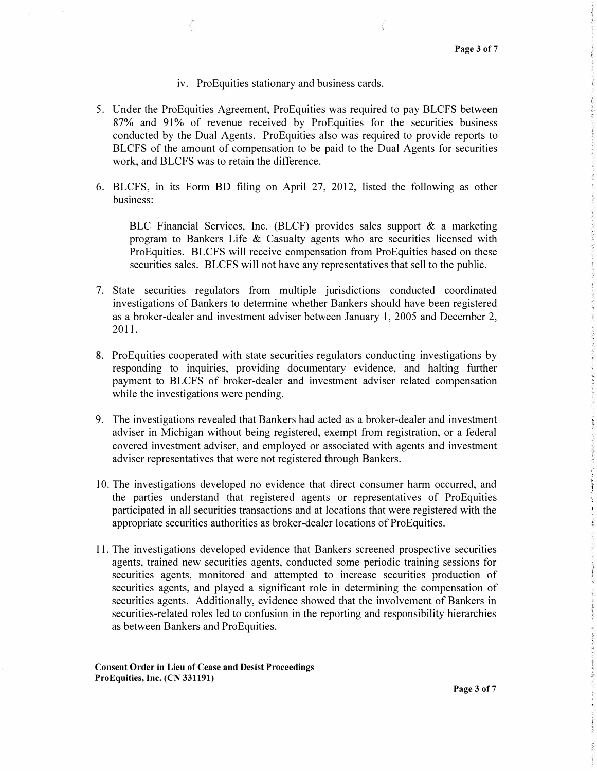iv. ProEquities stationary and business cards.

5. Under the ProEquities Agreement, ProEquities was required to pay BLCFS between 87% and 91% of revenue received by ProEquities for the securities business conducted by the Dual Agents. ProEquities also was required to provide reports to BLCFS of the amount of compensation to be paid to the Dual Agents for securities work, and BLCFS was to retain the difference.

6. BLCFS, in its Form BD filing on April 27, 2012, listed the following as other business:

   BLC Financial Services, Inc. (BLCF) provides sales support & a marketing program to Bankers Life & Casualty agents who are securities licensed with ProEquities. BLCFS will receive compensation from ProEquities based on these securities sales. BLCFS will not have any representatives that sell to the public.

7. State securities regulators from multiple jurisdictions conducted coordinated investigations of Bankers to determine whether Bankers should have been registered as a broker-dealer and investment adviser between January 1, 2005 and December 2, 2011.

8. ProEquities cooperated with state securities regulators conducting investigations by responding to inquiries, providing documentary evidence, and halting further payment to BLCFS of broker-dealer and investment adviser related compensation while the investigations were pending.

9. The investigations revealed that Bankers had acted as a broker-dealer and investment adviser in Michigan without being registered, exempt from registration, or a federal covered investment adviser, and employed or associated with agents and investment adviser representatives that were not registered through Bankers.

10. The investigations developed no evidence that direct consumer harm occurred, and the parties understand that registered agents or representatives of ProEquities participated in all securities transactions and at locations that were registered with the appropriate securities authorities as broker-dealer locations of ProEquities.

11. The investigations developed evidence that Bankers screened prospective securities agents, trained new securities agents, conducted some periodic training sessions for securities agents, monitored and attempted to increase securities production of securities agents, and played a significant role in determining the compensation of securities agents. Additionally, evidence showed that the involvement of Bankers in securities-related roles led to confusion in the reporting and responsibility hierarchies as between Bankers and ProEquities.

**Consent Order in Lieu of Cease and Desist Proceedings**
**ProEquities, Inc. (CN 331191)**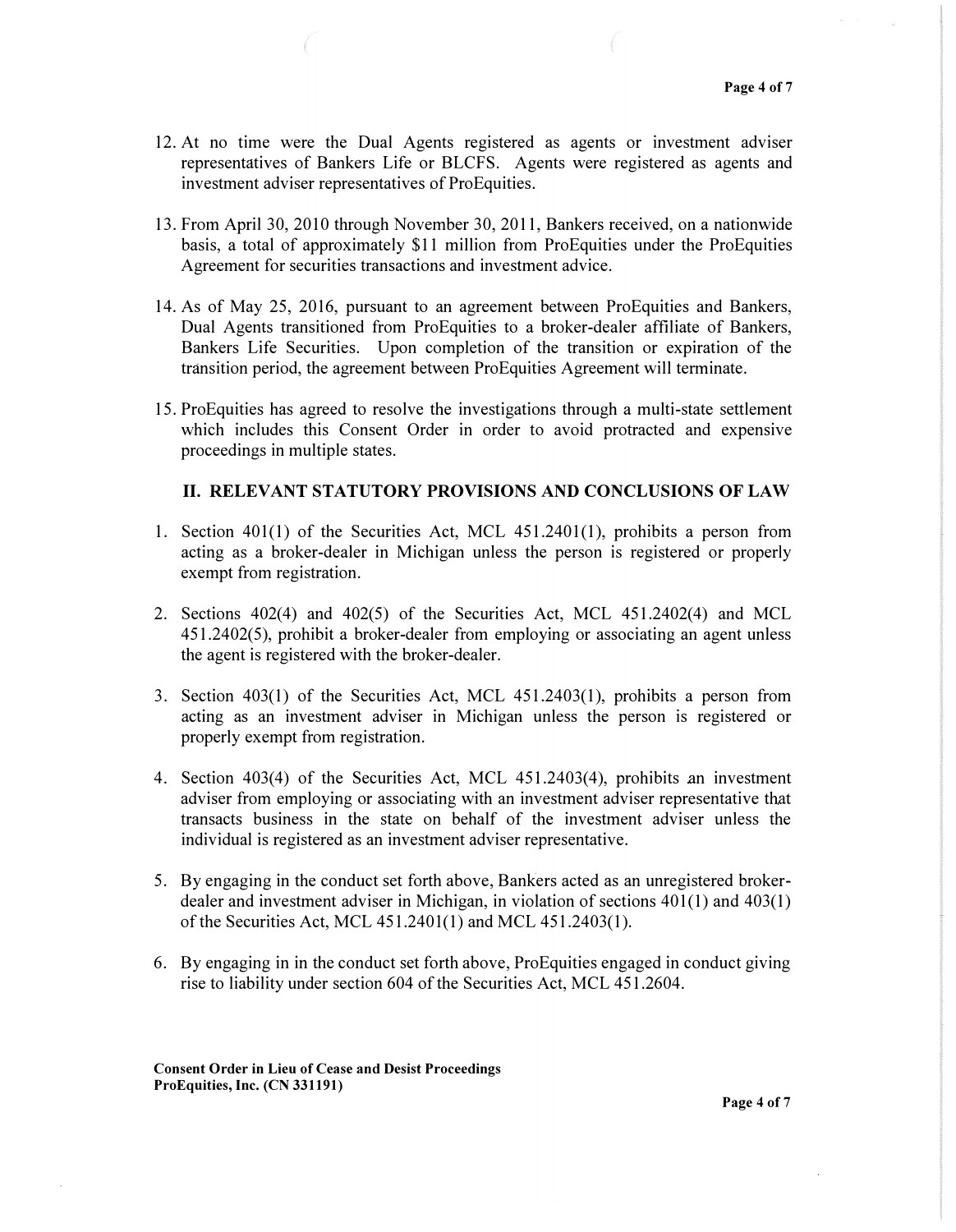12. At no time were the Dual Agents registered as agents or investment adviser representatives of Bankers Life or BLCFS. Agents were registered as agents and investment adviser representatives of ProEquities.

13. From April 30, 2010 through November 30, 2011, Bankers received, on a nationwide basis, a total of approximately $11 million from ProEquities under the ProEquities Agreement for securities transactions and investment advice.

14. As of May 25, 2016, pursuant to an agreement between ProEquities and Bankers, Dual Agents transitioned from ProEquities to a broker-dealer affiliate of Bankers, Bankers Life Securities. Upon completion of the transition or expiration of the transition period, the agreement between ProEquities Agreement will terminate.

15. ProEquities has agreed to resolve the investigations through a multi-state settlement which includes this Consent Order in order to avoid protracted and expensive proceedings in multiple states.

## II. RELEVANT STATUTORY PROVISIONS AND CONCLUSIONS OF LAW

1. Section 401(1) of the Securities Act, MCL 451.2401(1), prohibits a person from acting as a broker-dealer in Michigan unless the person is registered or properly exempt from registration.

2. Sections 402(4) and 402(5) of the Securities Act, MCL 451.2402(4) and MCL 451.2402(5), prohibit a broker-dealer from employing or associating an agent unless the agent is registered with the broker-dealer.

3. Section 403(1) of the Securities Act, MCL 451.2403(1), prohibits a person from acting as an investment adviser in Michigan unless the person is registered or properly exempt from registration.

4. Section 403(4) of the Securities Act, MCL 451.2403(4), prohibits an investment adviser from employing or associating with an investment adviser representative that transacts business in the state on behalf of the investment adviser unless the individual is registered as an investment adviser representative.

5. By engaging in the conduct set forth above, Bankers acted as an unregistered broker-dealer and investment adviser in Michigan, in violation of sections 401(1) and 403(1) of the Securities Act, MCL 451.2401(1) and MCL 451.2403(1).

6. By engaging in in the conduct set forth above, ProEquities engaged in conduct giving rise to liability under section 604 of the Securities Act, MCL 451.2604.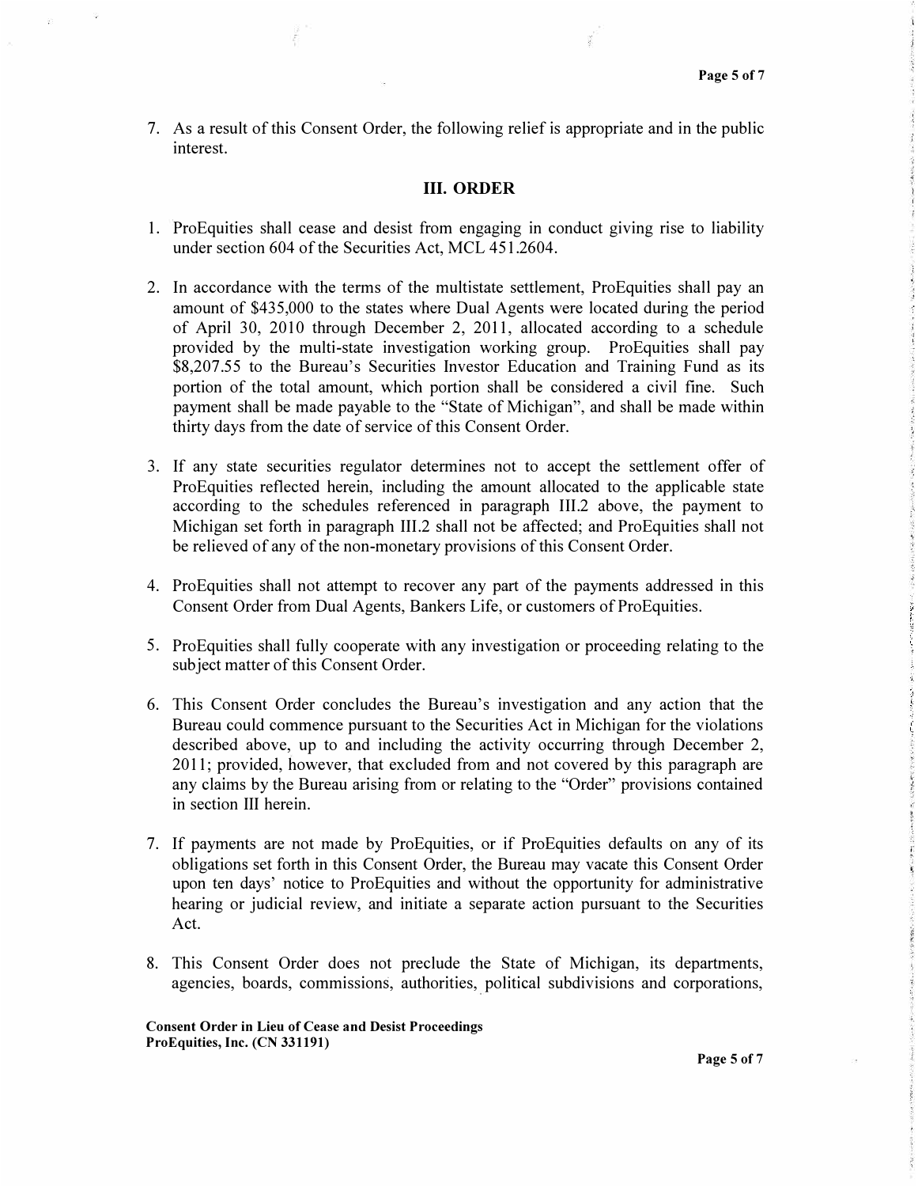7. As a result of this Consent Order, the following relief is appropriate and in the public interest.

## III. ORDER

1. ProEquities shall cease and desist from engaging in conduct giving rise to liability under section 604 of the Securities Act, MCL 451.2604.

2. In accordance with the terms of the multistate settlement, ProEquities shall pay an amount of $435,000 to the states where Dual Agents were located during the period of April 30, 2010 through December 2, 2011, allocated according to a schedule provided by the multi-state investigation working group. ProEquities shall pay $8,207.55 to the Bureau's Securities Investor Education and Training Fund as its portion of the total amount, which portion shall be considered a civil fine. Such payment shall be made payable to the "State of Michigan", and shall be made within thirty days from the date of service of this Consent Order.

3. If any state securities regulator determines not to accept the settlement offer of ProEquities reflected herein, including the amount allocated to the applicable state according to the schedules referenced in paragraph III.2 above, the payment to Michigan set forth in paragraph III.2 shall not be affected; and ProEquities shall not be relieved of any of the non-monetary provisions of this Consent Order.

4. ProEquities shall not attempt to recover any part of the payments addressed in this Consent Order from Dual Agents, Bankers Life, or customers of ProEquities.

5. ProEquities shall fully cooperate with any investigation or proceeding relating to the subject matter of this Consent Order.

6. This Consent Order concludes the Bureau's investigation and any action that the Bureau could commence pursuant to the Securities Act in Michigan for the violations described above, up to and including the activity occurring through December 2, 2011; provided, however, that excluded from and not covered by this paragraph are any claims by the Bureau arising from or relating to the "Order" provisions contained in section III herein.

7. If payments are not made by ProEquities, or if ProEquities defaults on any of its obligations set forth in this Consent Order, the Bureau may vacate this Consent Order upon ten days' notice to ProEquities and without the opportunity for administrative hearing or judicial review, and initiate a separate action pursuant to the Securities Act.

8. This Consent Order does not preclude the State of Michigan, its departments, agencies, boards, commissions, authorities, political subdivisions and corporations,

**Consent Order in Lieu of Cease and Desist Proceedings**
**ProEquities, Inc. (CN 331191)**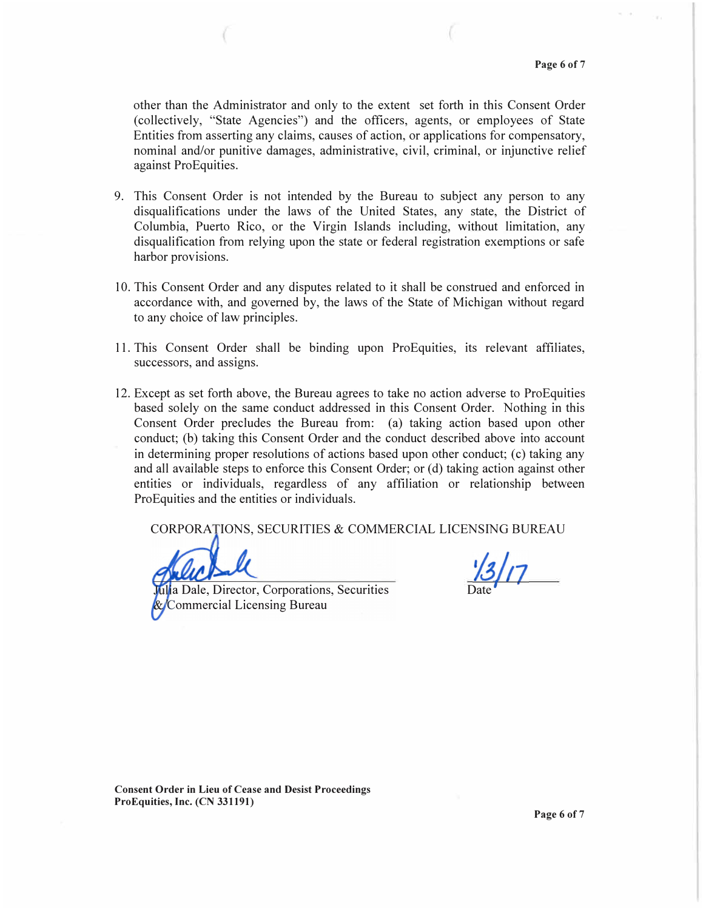other than the Administrator and only to the extent set forth in this Consent Order (collectively, "State Agencies") and the officers, agents, or employees of State Entities from asserting any claims, causes of action, or applications for compensatory, nominal and/or punitive damages, administrative, civil, criminal, or injunctive relief against ProEquities.

9. This Consent Order is not intended by the Bureau to subject any person to any disqualifications under the laws of the United States, any state, the District of Columbia, Puerto Rico, or the Virgin Islands including, without limitation, any disqualification from relying upon the state or federal registration exemptions or safe harbor provisions.

10. This Consent Order and any disputes related to it shall be construed and enforced in accordance with, and governed by, the laws of the State of Michigan without regard to any choice of law principles.

11. This Consent Order shall be binding upon ProEquities, its relevant affiliates, successors, and assigns.

12. Except as set forth above, the Bureau agrees to take no action adverse to ProEquities based solely on the same conduct addressed in this Consent Order. Nothing in this Consent Order precludes the Bureau from: (a) taking action based upon other conduct; (b) taking this Consent Order and the conduct described above into account in determining proper resolutions of actions based upon other conduct; (c) taking any and all available steps to enforce this Consent Order; or (d) taking action against other entities or individuals, regardless of any affiliation or relationship between ProEquities and the entities or individuals.

CORPORATIONS, SECURITIES & COMMERCIAL LICENSING BUREAU

Julia Dale, Director, Corporations, Securities & Commercial Licensing Bureau

1/3/17
Date

**Consent Order in Lieu of Cease and Desist Proceedings**
**ProEquities, Inc. (CN 331191)**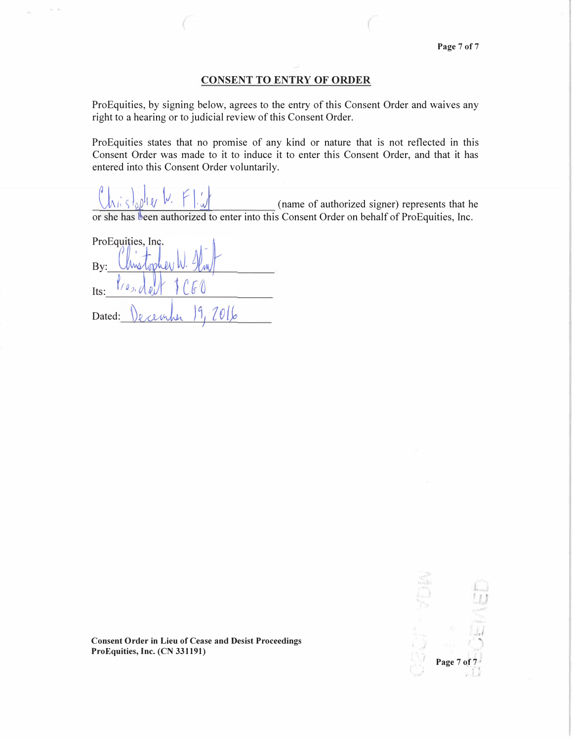## CONSENT TO ENTRY OF ORDER

ProEquities, by signing below, agrees to the entry of this Consent Order and waives any right to a hearing or to judicial review of this Consent Order.

ProEquities states that no promise of any kind or nature that is not reflected in this Consent Order was made to it to induce it to enter this Consent Order, and that it has entered into this Consent Order voluntarily.

Christopher W. Flint (name of authorized signer) represents that he or she has been authorized to enter into this Consent Order on behalf of ProEquities, Inc.

ProEquities, Inc.

By: Christopher W. Flint

Its: President & CEO

Dated: December 19, 2016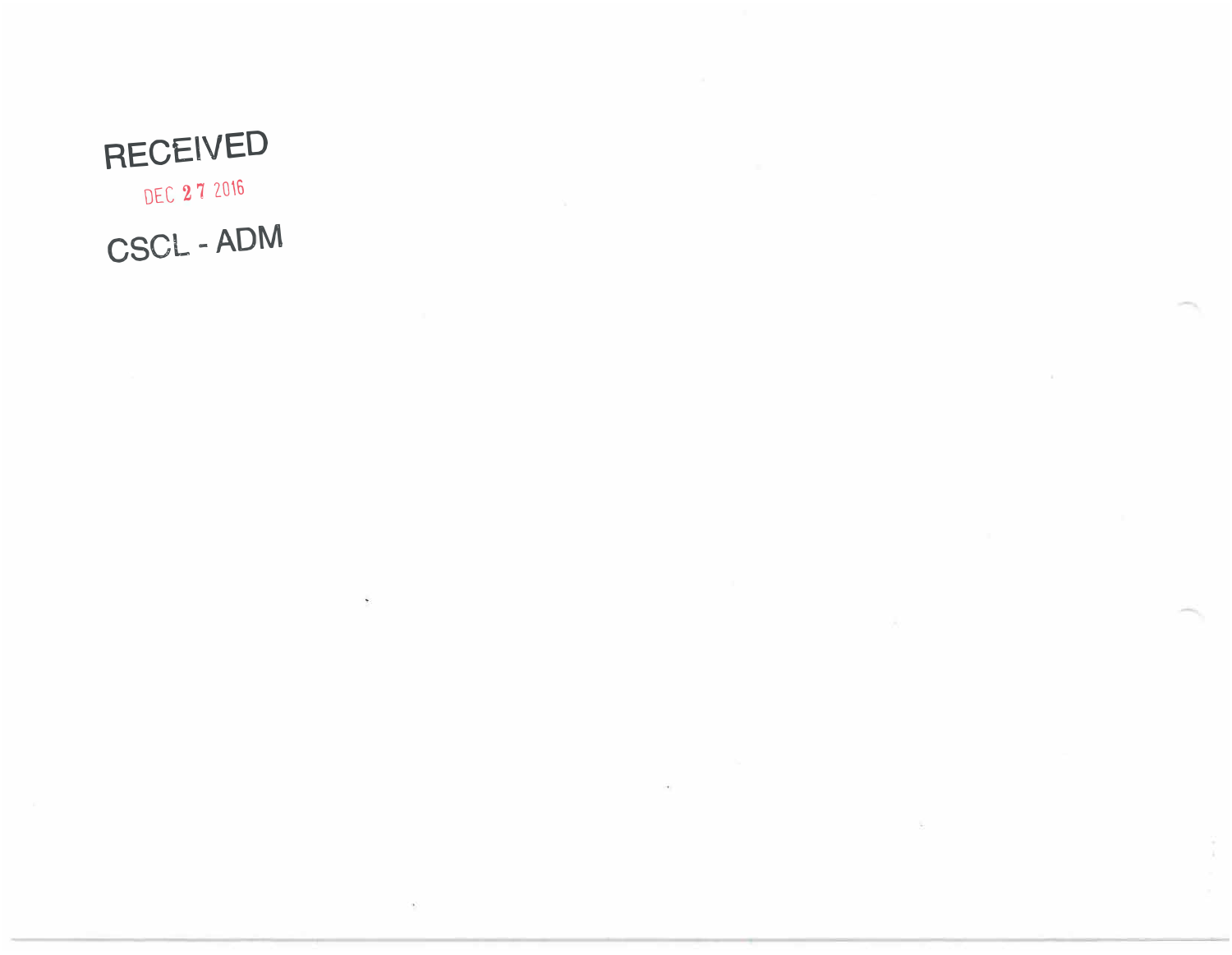RECEIVED

DEC 27 2016

CSCL - ADM